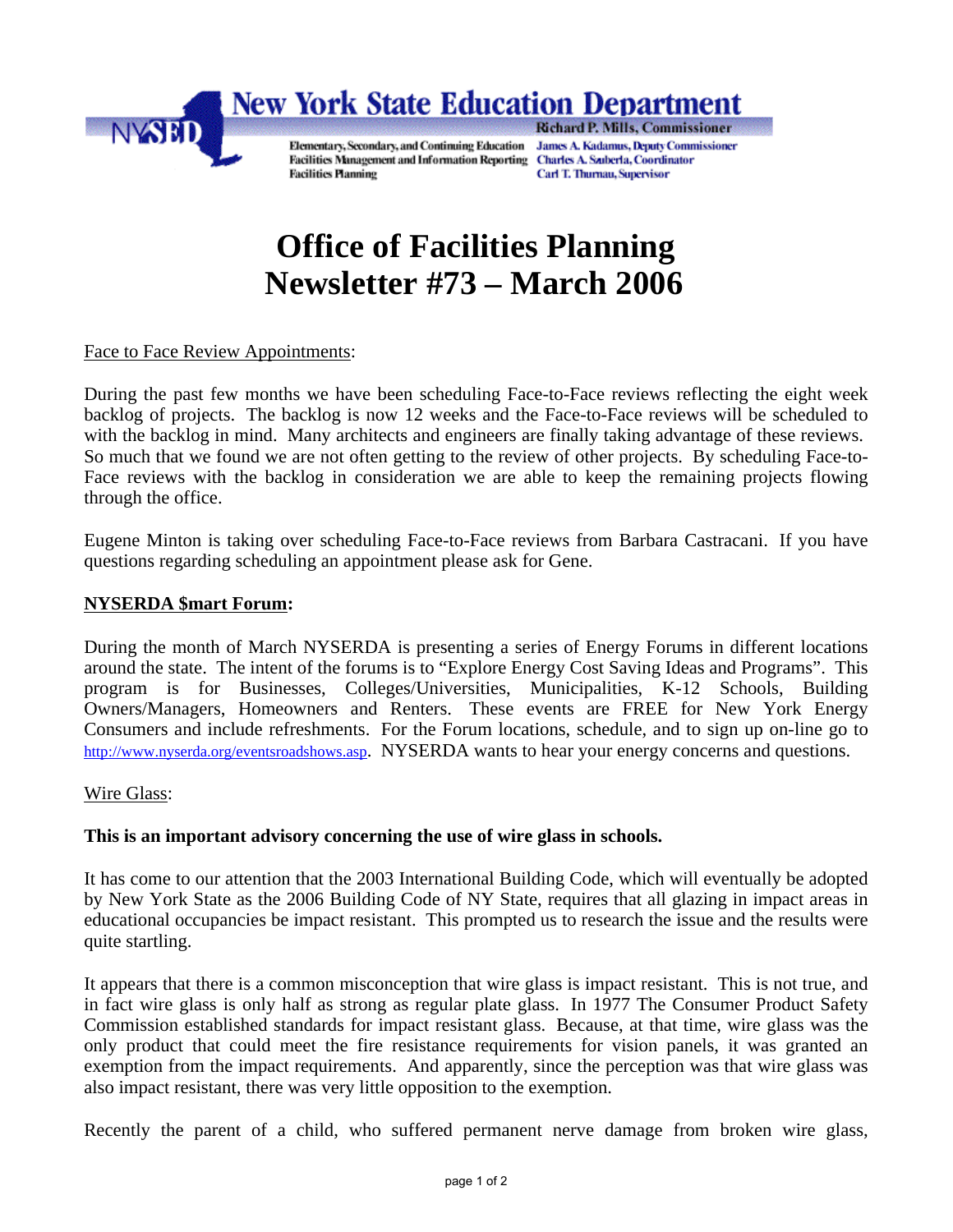New York State Education Department
NYSED
Richard P. Mills, Commissioner
Elementary, Secondary, and Continuing Education — James A. Kadamus, Deputy Commissioner
Facilities Management and Information Reporting — Charles A. Szuberla, Coordinator
Facilities Planning — Carl T. Thurnau, Supervisor

# Office of Facilities Planning
# Newsletter #73 – March 2006

Face to Face Review Appointments:

During the past few months we have been scheduling Face-to-Face reviews reflecting the eight week backlog of projects. The backlog is now 12 weeks and the Face-to-Face reviews will be scheduled to with the backlog in mind. Many architects and engineers are finally taking advantage of these reviews. So much that we found we are not often getting to the review of other projects. By scheduling Face-to-Face reviews with the backlog in consideration we are able to keep the remaining projects flowing through the office.

Eugene Minton is taking over scheduling Face-to-Face reviews from Barbara Castracani. If you have questions regarding scheduling an appointment please ask for Gene.

**NYSERDA $mart Forum:**

During the month of March NYSERDA is presenting a series of Energy Forums in different locations around the state. The intent of the forums is to "Explore Energy Cost Saving Ideas and Programs". This program is for Businesses, Colleges/Universities, Municipalities, K-12 Schools, Building Owners/Managers, Homeowners and Renters. These events are FREE for New York Energy Consumers and include refreshments. For the Forum locations, schedule, and to sign up on-line go to http://www.nyserda.org/eventsroadshows.asp. NYSERDA wants to hear your energy concerns and questions.

Wire Glass:

**This is an important advisory concerning the use of wire glass in schools.**

It has come to our attention that the 2003 International Building Code, which will eventually be adopted by New York State as the 2006 Building Code of NY State, requires that all glazing in impact areas in educational occupancies be impact resistant. This prompted us to research the issue and the results were quite startling.

It appears that there is a common misconception that wire glass is impact resistant. This is not true, and in fact wire glass is only half as strong as regular plate glass. In 1977 The Consumer Product Safety Commission established standards for impact resistant glass. Because, at that time, wire glass was the only product that could meet the fire resistance requirements for vision panels, it was granted an exemption from the impact requirements. And apparently, since the perception was that wire glass was also impact resistant, there was very little opposition to the exemption.

Recently the parent of a child, who suffered permanent nerve damage from broken wire glass,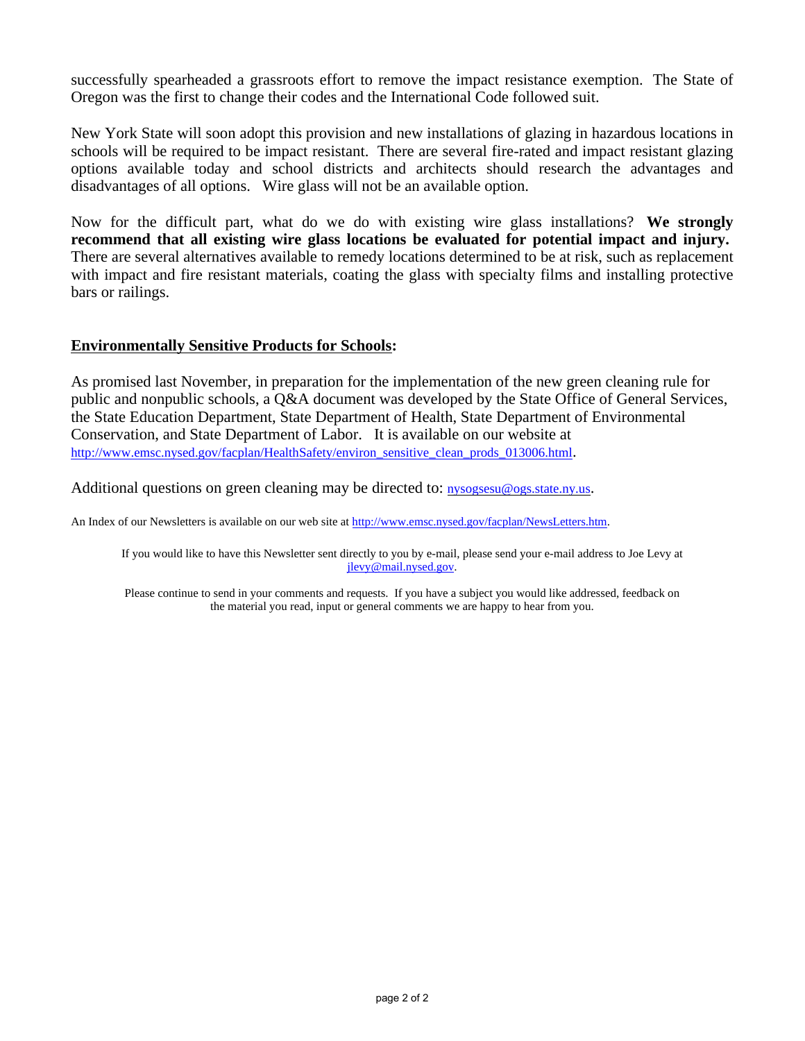successfully spearheaded a grassroots effort to remove the impact resistance exemption. The State of Oregon was the first to change their codes and the International Code followed suit.

New York State will soon adopt this provision and new installations of glazing in hazardous locations in schools will be required to be impact resistant. There are several fire-rated and impact resistant glazing options available today and school districts and architects should research the advantages and disadvantages of all options. Wire glass will not be an available option.

Now for the difficult part, what do we do with existing wire glass installations? **We strongly recommend that all existing wire glass locations be evaluated for potential impact and injury.** There are several alternatives available to remedy locations determined to be at risk, such as replacement with impact and fire resistant materials, coating the glass with specialty films and installing protective bars or railings.

## Environmentally Sensitive Products for Schools:

As promised last November, in preparation for the implementation of the new green cleaning rule for public and nonpublic schools, a Q&A document was developed by the State Office of General Services, the State Education Department, State Department of Health, State Department of Environmental Conservation, and State Department of Labor. It is available on our website at http://www.emsc.nysed.gov/facplan/HealthSafety/environ_sensitive_clean_prods_013006.html.

Additional questions on green cleaning may be directed to: nysogsesu@ogs.state.ny.us.

An Index of our Newsletters is available on our web site at http://www.emsc.nysed.gov/facplan/NewsLetters.htm.

If you would like to have this Newsletter sent directly to you by e-mail, please send your e-mail address to Joe Levy at jlevy@mail.nysed.gov.

Please continue to send in your comments and requests. If you have a subject you would like addressed, feedback on the material you read, input or general comments we are happy to hear from you.